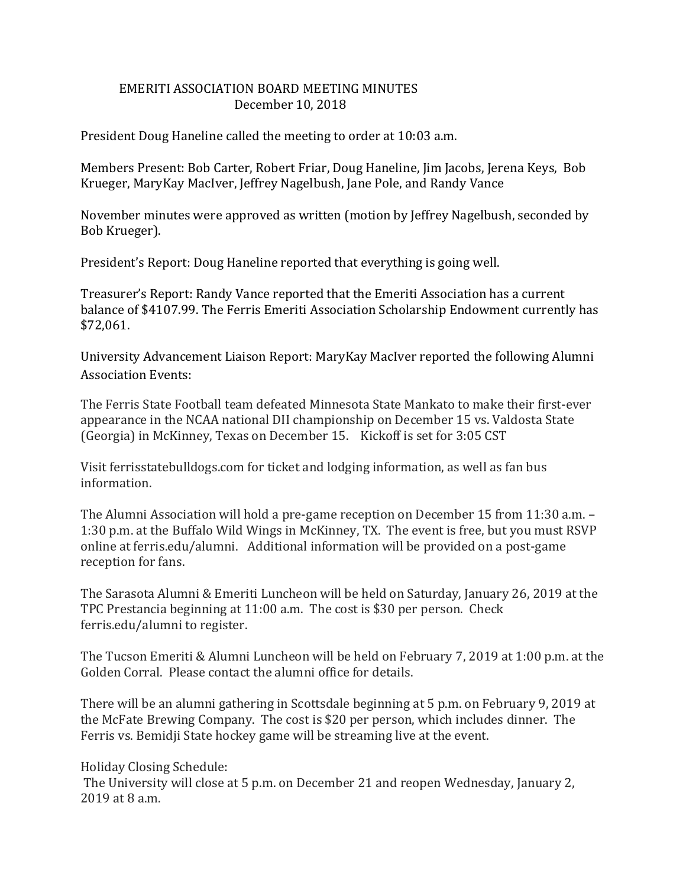# EMERITI ASSOCIATION BOARD MEETING MINUTES
## December 10, 2018

President Doug Haneline called the meeting to order at 10:03 a.m.

Members Present: Bob Carter, Robert Friar, Doug Haneline, Jim Jacobs, Jerena Keys, Bob Krueger, MaryKay MacIver, Jeffrey Nagelbush, Jane Pole, and Randy Vance

November minutes were approved as written (motion by Jeffrey Nagelbush, seconded by Bob Krueger).

President's Report: Doug Haneline reported that everything is going well.

Treasurer's Report: Randy Vance reported that the Emeriti Association has a current balance of $4107.99. The Ferris Emeriti Association Scholarship Endowment currently has $72,061.

University Advancement Liaison Report: MaryKay MacIver reported the following Alumni Association Events:

The Ferris State Football team defeated Minnesota State Mankato to make their first-ever appearance in the NCAA national DII championship on December 15 vs. Valdosta State (Georgia) in McKinney, Texas on December 15. Kickoff is set for 3:05 CST

Visit ferrisstatebulldogs.com for ticket and lodging information, as well as fan bus information.

The Alumni Association will hold a pre-game reception on December 15 from 11:30 a.m. – 1:30 p.m. at the Buffalo Wild Wings in McKinney, TX. The event is free, but you must RSVP online at ferris.edu/alumni. Additional information will be provided on a post-game reception for fans.

The Sarasota Alumni & Emeriti Luncheon will be held on Saturday, January 26, 2019 at the TPC Prestancia beginning at 11:00 a.m. The cost is $30 per person. Check ferris.edu/alumni to register.

The Tucson Emeriti & Alumni Luncheon will be held on February 7, 2019 at 1:00 p.m. at the Golden Corral. Please contact the alumni office for details.

There will be an alumni gathering in Scottsdale beginning at 5 p.m. on February 9, 2019 at the McFate Brewing Company. The cost is $20 per person, which includes dinner. The Ferris vs. Bemidji State hockey game will be streaming live at the event.

Holiday Closing Schedule:
The University will close at 5 p.m. on December 21 and reopen Wednesday, January 2, 2019 at 8 a.m.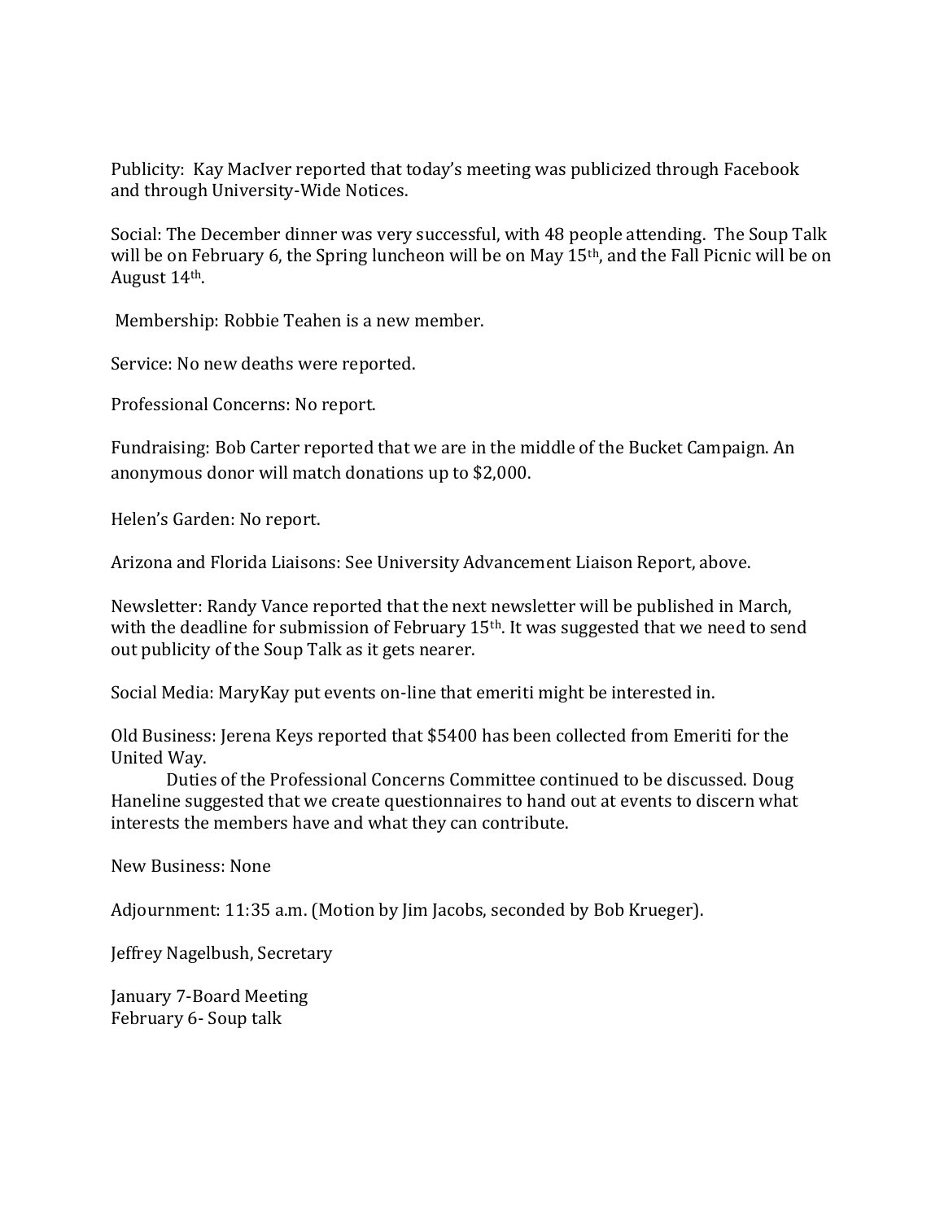Publicity: Kay MacIver reported that today's meeting was publicized through Facebook and through University-Wide Notices.

Social: The December dinner was very successful, with 48 people attending. The Soup Talk will be on February 6, the Spring luncheon will be on May 15th, and the Fall Picnic will be on August 14th.

Membership: Robbie Teahen is a new member.

Service: No new deaths were reported.

Professional Concerns: No report.

Fundraising: Bob Carter reported that we are in the middle of the Bucket Campaign. An anonymous donor will match donations up to $2,000.

Helen's Garden: No report.

Arizona and Florida Liaisons: See University Advancement Liaison Report, above.

Newsletter: Randy Vance reported that the next newsletter will be published in March, with the deadline for submission of February 15th. It was suggested that we need to send out publicity of the Soup Talk as it gets nearer.

Social Media: MaryKay put events on-line that emeriti might be interested in.

Old Business: Jerena Keys reported that $5400 has been collected from Emeriti for the United Way.

Duties of the Professional Concerns Committee continued to be discussed. Doug Haneline suggested that we create questionnaires to hand out at events to discern what interests the members have and what they can contribute.

New Business: None

Adjournment: 11:35 a.m. (Motion by Jim Jacobs, seconded by Bob Krueger).

Jeffrey Nagelbush, Secretary

January 7-Board Meeting
February 6- Soup talk